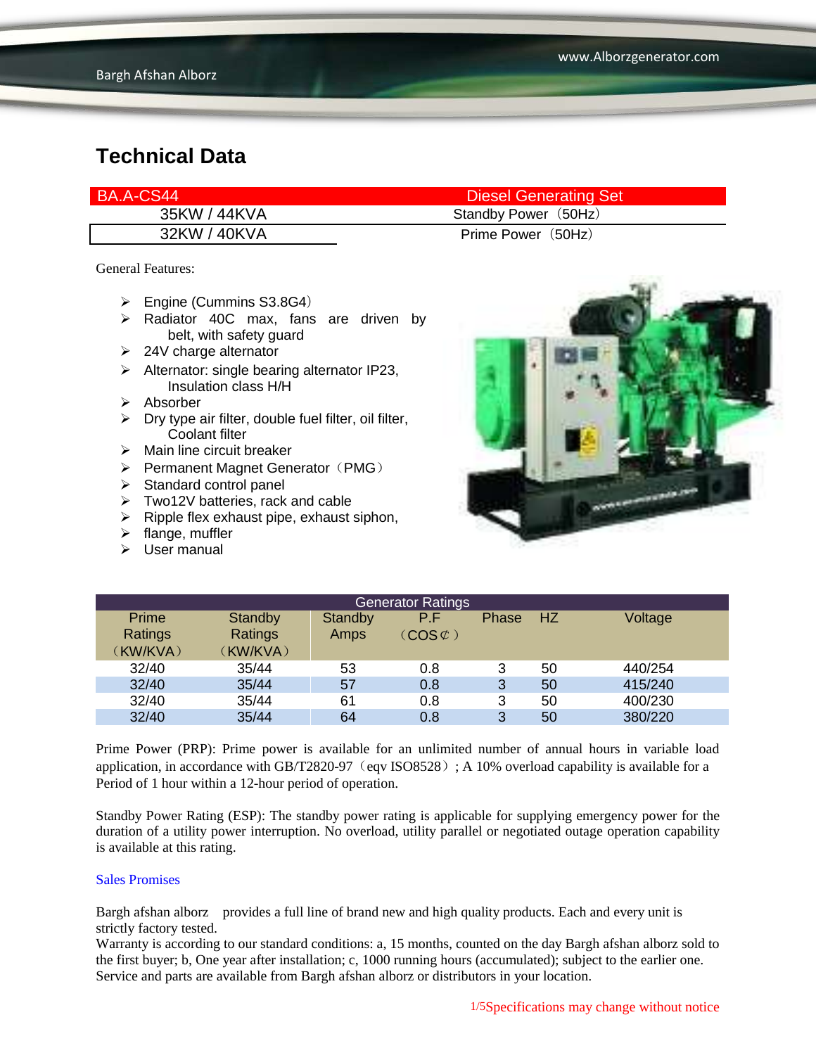# Technical Data

| BA.A-CS44 | Diesel Generating Set |
|---|---|
| 35KW / 44KVA | Standby Power（50Hz） |
| 32KW / 40KVA | Prime Power（50Hz） |

General Features:

- Engine (Cummins S3.8G4）
- Radiator 40C max, fans are driven by belt, with safety guard
- 24V charge alternator
- Alternator: single bearing alternator IP23, Insulation class H/H
- Absorber
- Dry type air filter, double fuel filter, oil filter, Coolant filter
- Main line circuit breaker
- Permanent Magnet Generator（PMG）
- Standard control panel
- Two12V batteries, rack and cable
- Ripple flex exhaust pipe, exhaust siphon,
- flange, muffler
- User manual

| Generator Ratings | | | | | | |
|---|---|---|---|---|---|---|
| Prime Ratings（KW/KVA） | Standby Ratings（KW/KVA） | Standby Amps | P.F（COS⊄） | Phase | HZ | Voltage |
| 32/40 | 35/44 | 53 | 0.8 | 3 | 50 | 440/254 |
| 32/40 | 35/44 | 57 | 0.8 | 3 | 50 | 415/240 |
| 32/40 | 35/44 | 61 | 0.8 | 3 | 50 | 400/230 |
| 32/40 | 35/44 | 64 | 0.8 | 3 | 50 | 380/220 |

Prime Power (PRP): Prime power is available for an unlimited number of annual hours in variable load application, in accordance with GB/T2820-97（eqv ISO8528）; A 10% overload capability is available for a Period of 1 hour within a 12-hour period of operation.

Standby Power Rating (ESP): The standby power rating is applicable for supplying emergency power for the duration of a utility power interruption. No overload, utility parallel or negotiated outage operation capability is available at this rating.

Sales Promises

Bargh afshan alborz provides a full line of brand new and high quality products. Each and every unit is strictly factory tested.
Warranty is according to our standard conditions: a, 15 months, counted on the day Bargh afshan alborz sold to the first buyer; b, One year after installation; c, 1000 running hours (accumulated); subject to the earlier one. Service and parts are available from Bargh afshan alborz or distributors in your location.

Specifications may change without notice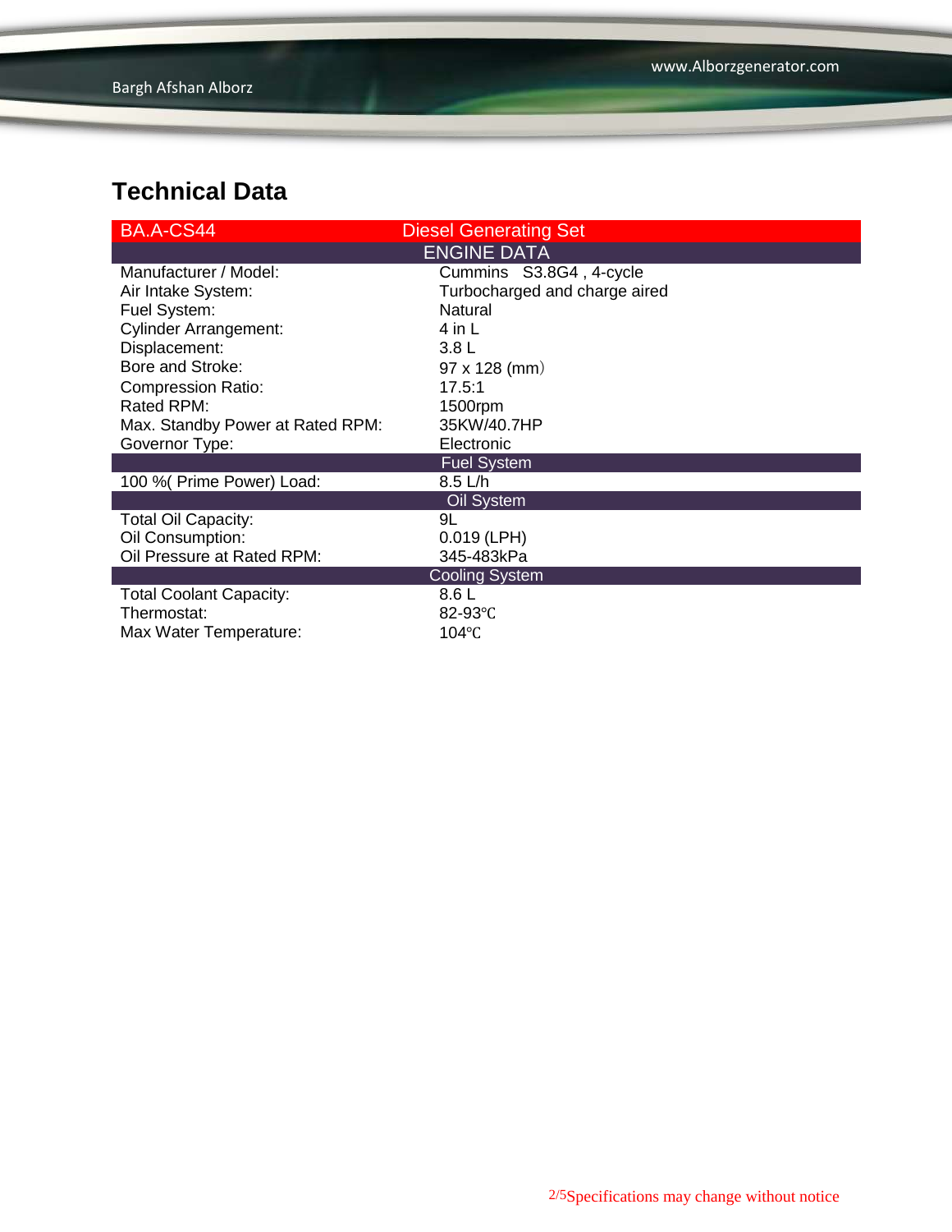## Technical Data

| BA.A-CS44 | Diesel Generating Set |
|---|---|
| **ENGINE DATA** | |
| Manufacturer / Model: | Cummins S3.8G4 , 4-cycle |
| Air Intake System: | Turbocharged and charge aired |
| Fuel System: | Natural |
| Cylinder Arrangement: | 4 in L |
| Displacement: | 3.8 L |
| Bore and Stroke: | 97 x 128 (mm） |
| Compression Ratio: | 17.5:1 |
| Rated RPM: | 1500rpm |
| Max. Standby Power at Rated RPM: | 35KW/40.7HP |
| Governor Type: | Electronic |
| **Fuel System** | |
| 100 %( Prime Power) Load: | 8.5 L/h |
| **Oil System** | |
| Total Oil Capacity: | 9L |
| Oil Consumption: | 0.019 (LPH) |
| Oil Pressure at Rated RPM: | 345-483kPa |
| **Cooling System** | |
| Total Coolant Capacity: | 8.6 L |
| Thermostat: | 82-93℃ |
| Max Water Temperature: | 104℃ |

Specifications may change without notice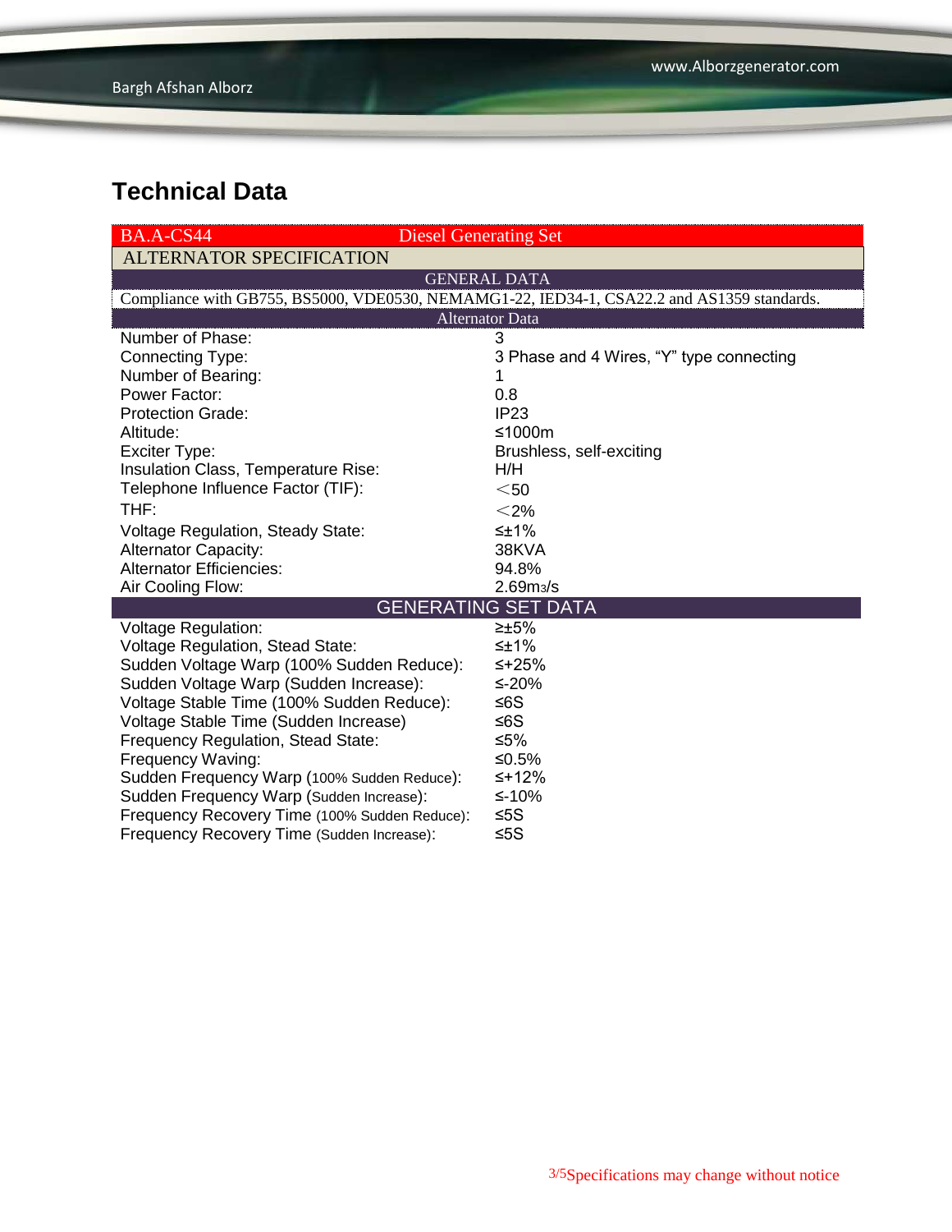# Technical Data

| BA.A-CS44 | Diesel Generating Set |
|---|---|
| **ALTERNATOR SPECIFICATION** | |
| **GENERAL DATA** | |
| Compliance with GB755, BS5000, VDE0530, NEMAMG1-22, IED34-1, CSA22.2 and AS1359 standards. | |
| **Alternator Data** | |
| Number of Phase: | 3 |
| Connecting Type: | 3 Phase and 4 Wires, “Y” type connecting |
| Number of Bearing: | 1 |
| Power Factor: | 0.8 |
| Protection Grade: | IP23 |
| Altitude: | ≤1000m |
| Exciter Type: | Brushless, self-exciting |
| Insulation Class, Temperature Rise: | H/H |
| Telephone Influence Factor (TIF): | ＜50 |
| THF: | ＜2% |
| Voltage Regulation, Steady State: | ≤±1% |
| Alternator Capacity: | 38KVA |
| Alternator Efficiencies: | 94.8% |
| Air Cooling Flow: | 2.69$m^3$/s |
| **GENERATING SET DATA** | |
| Voltage Regulation: | ≥±5% |
| Voltage Regulation, Stead State: | ≤±1% |
| Sudden Voltage Warp (100% Sudden Reduce): | ≤+25% |
| Sudden Voltage Warp (Sudden Increase): | ≤-20% |
| Voltage Stable Time (100% Sudden Reduce): | ≤6S |
| Voltage Stable Time (Sudden Increase) | ≤6S |
| Frequency Regulation, Stead State: | ≤5% |
| Frequency Waving: | ≤0.5% |
| Sudden Frequency Warp (100% Sudden Reduce): | ≤+12% |
| Sudden Frequency Warp (Sudden Increase): | ≤-10% |
| Frequency Recovery Time (100% Sudden Reduce): | ≤5S |
| Frequency Recovery Time (Sudden Increase): | ≤5S |

Specifications may change without notice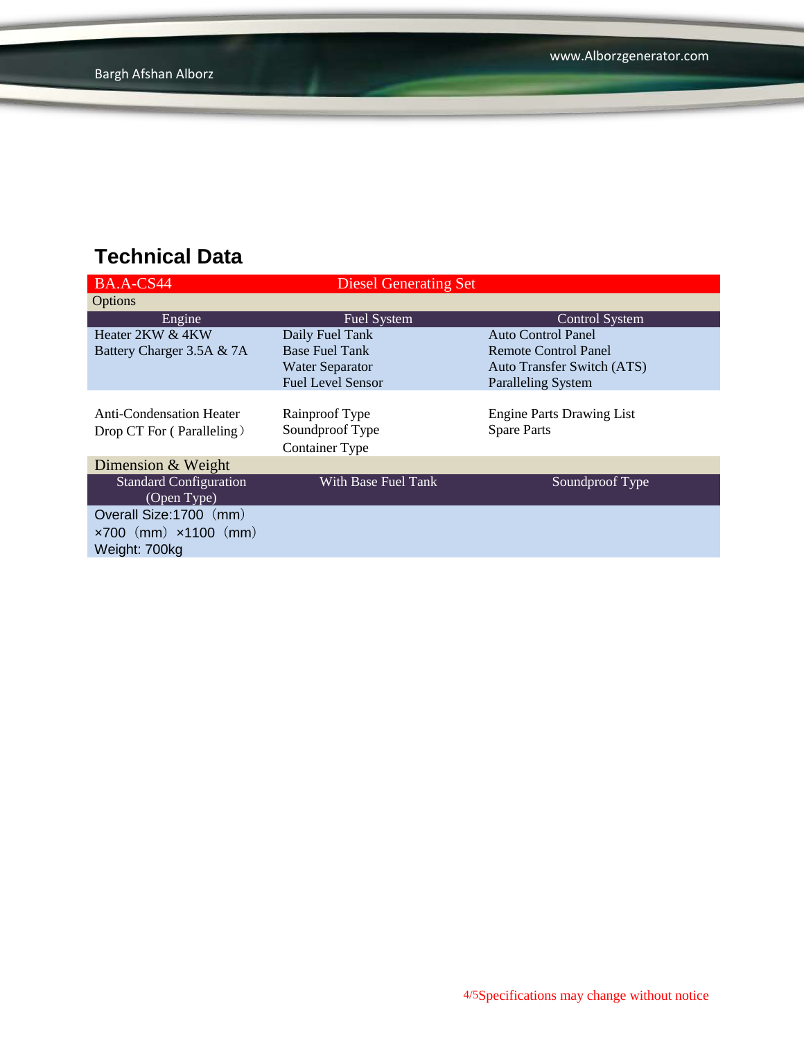## Technical Data

| BA.A-CS44 | Diesel Generating Set | |
|---|---|---|
| Options | | |
| Engine | Fuel System | Control System |
| Heater 2KW & 4KW<br>Battery Charger 3.5A & 7A | Daily Fuel Tank<br>Base Fuel Tank<br>Water Separator<br>Fuel Level Sensor | Auto Control Panel<br>Remote Control Panel<br>Auto Transfer Switch (ATS)<br>Paralleling System |
| Anti-Condensation Heater<br>Drop CT For ( Paralleling） | Rainproof Type<br>Soundproof Type<br>Container Type | Engine Parts Drawing List<br>Spare Parts |
| Dimension & Weight | | |
| Standard Configuration (Open Type) | With Base Fuel Tank | Soundproof Type |
| Overall Size:1700（mm）×700（mm）×1100（mm）<br>Weight: 700kg | | |

Specifications may change without notice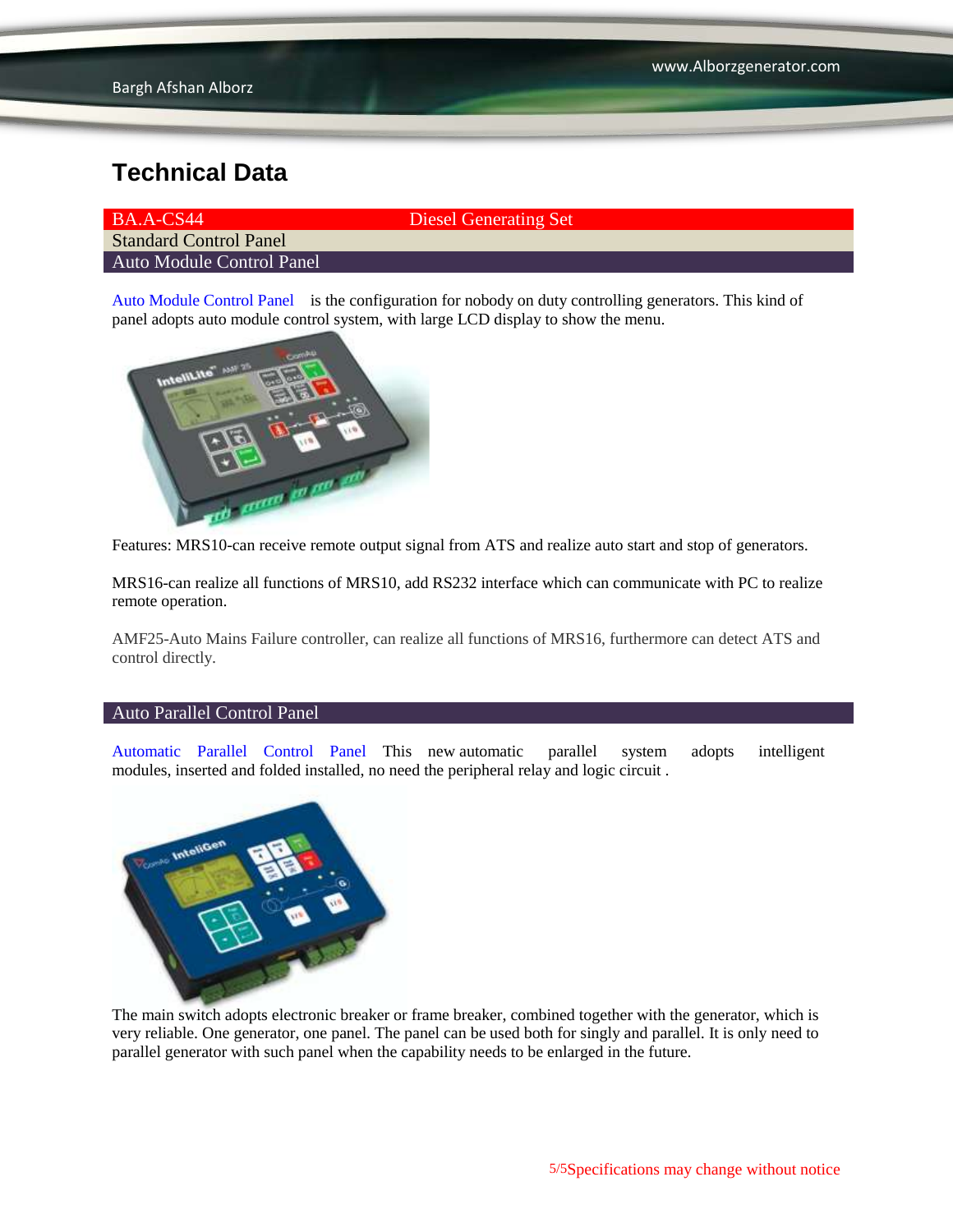# Technical Data

| | |
|---|---|
| BA.A-CS44 | Diesel Generating Set |
| Standard Control Panel | |
| Auto Module Control Panel | |

Auto Module Control Panel is the configuration for nobody on duty controlling generators. This kind of panel adopts auto module control system, with large LCD display to show the menu.

Features: MRS10-can receive remote output signal from ATS and realize auto start and stop of generators.

MRS16-can realize all functions of MRS10, add RS232 interface which can communicate with PC to realize remote operation.

AMF25-Auto Mains Failure controller, can realize all functions of MRS16, furthermore can detect ATS and control directly.

## Auto Parallel Control Panel

Automatic Parallel Control Panel This new automatic parallel system adopts intelligent modules, inserted and folded installed, no need the peripheral relay and logic circuit .

The main switch adopts electronic breaker or frame breaker, combined together with the generator, which is very reliable. One generator, one panel. The panel can be used both for singly and parallel. It is only need to parallel generator with such panel when the capability needs to be enlarged in the future.

Specifications may change without notice